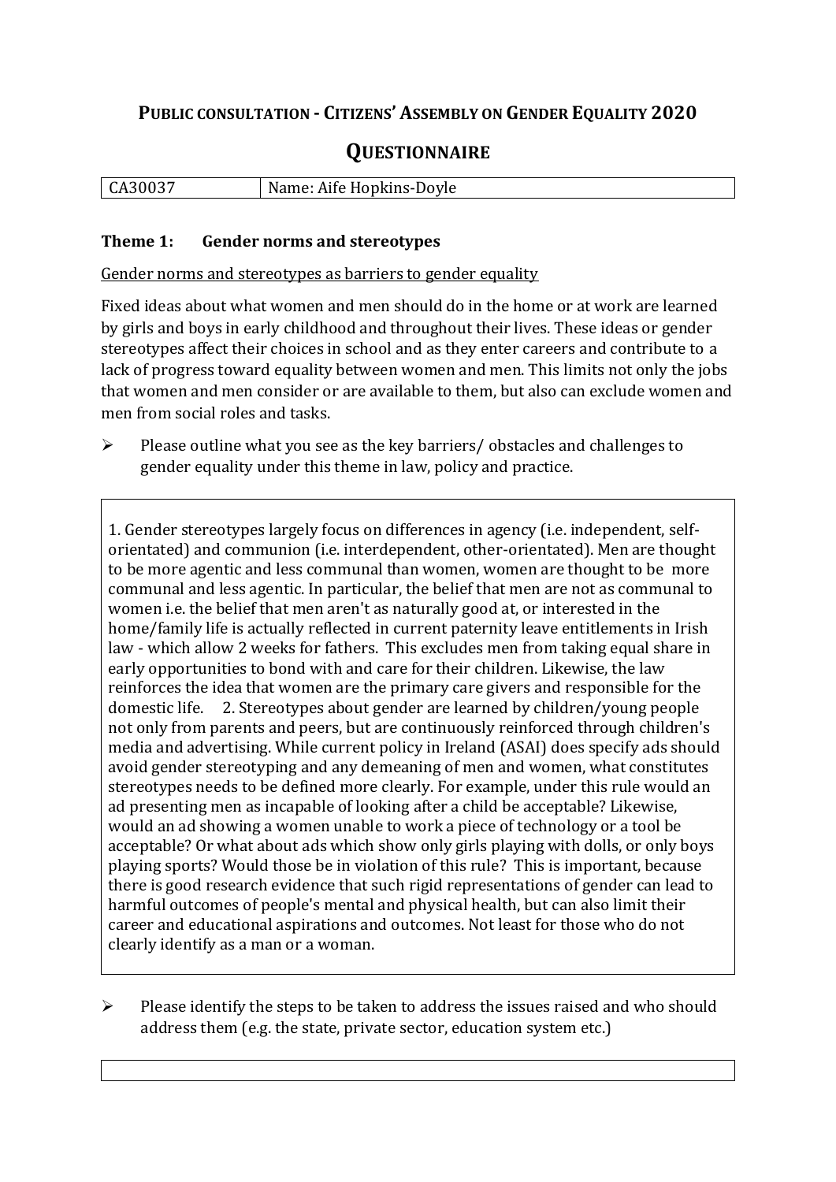# PUBLIC CONSULTATION - CITIZENS' ASSEMBLY ON GENDER EQUALITY 2020

## QUESTIONNAIRE

| CA30037 | Name: Aife Hopkins-Doyle |
|---|---|

### Theme 1: Gender norms and stereotypes

<u>Gender norms and stereotypes as barriers to gender equality</u>

Fixed ideas about what women and men should do in the home or at work are learned by girls and boys in early childhood and throughout their lives. These ideas or gender stereotypes affect their choices in school and as they enter careers and contribute to a lack of progress toward equality between women and men. This limits not only the jobs that women and men consider or are available to them, but also can exclude women and men from social roles and tasks.

- Please outline what you see as the key barriers/ obstacles and challenges to gender equality under this theme in law, policy and practice.

1. Gender stereotypes largely focus on differences in agency (i.e. independent, self-orientated) and communion (i.e. interdependent, other-orientated). Men are thought to be more agentic and less communal than women, women are thought to be more communal and less agentic. In particular, the belief that men are not as communal to women i.e. the belief that men aren't as naturally good at, or interested in the home/family life is actually reflected in current paternity leave entitlements in Irish law - which allow 2 weeks for fathers. This excludes men from taking equal share in early opportunities to bond with and care for their children. Likewise, the law reinforces the idea that women are the primary care givers and responsible for the domestic life. 2. Stereotypes about gender are learned by children/young people not only from parents and peers, but are continuously reinforced through children's media and advertising. While current policy in Ireland (ASAI) does specify ads should avoid gender stereotyping and any demeaning of men and women, what constitutes stereotypes needs to be defined more clearly. For example, under this rule would an ad presenting men as incapable of looking after a child be acceptable? Likewise, would an ad showing a women unable to work a piece of technology or a tool be acceptable? Or what about ads which show only girls playing with dolls, or only boys playing sports? Would those be in violation of this rule? This is important, because there is good research evidence that such rigid representations of gender can lead to harmful outcomes of people's mental and physical health, but can also limit their career and educational aspirations and outcomes. Not least for those who do not clearly identify as a man or a woman.

- Please identify the steps to be taken to address the issues raised and who should address them (e.g. the state, private sector, education system etc.)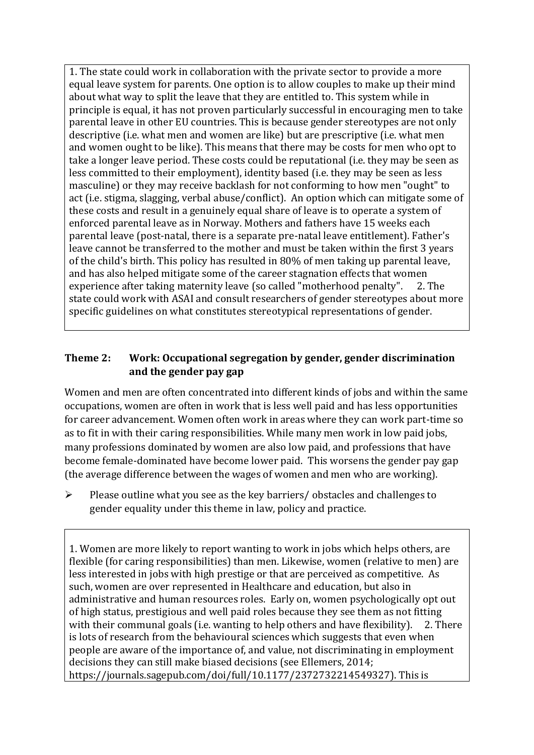1. The state could work in collaboration with the private sector to provide a more equal leave system for parents. One option is to allow couples to make up their mind about what way to split the leave that they are entitled to. This system while in principle is equal, it has not proven particularly successful in encouraging men to take parental leave in other EU countries. This is because gender stereotypes are not only descriptive (i.e. what men and women are like) but are prescriptive (i.e. what men and women ought to be like). This means that there may be costs for men who opt to take a longer leave period. These costs could be reputational (i.e. they may be seen as less committed to their employment), identity based (i.e. they may be seen as less masculine) or they may receive backlash for not conforming to how men "ought" to act (i.e. stigma, slagging, verbal abuse/conflict). An option which can mitigate some of these costs and result in a genuinely equal share of leave is to operate a system of enforced parental leave as in Norway. Mothers and fathers have 15 weeks each parental leave (post-natal, there is a separate pre-natal leave entitlement). Father's leave cannot be transferred to the mother and must be taken within the first 3 years of the child's birth. This policy has resulted in 80% of men taking up parental leave, and has also helped mitigate some of the career stagnation effects that women experience after taking maternity leave (so called "motherhood penalty". 2. The state could work with ASAI and consult researchers of gender stereotypes about more specific guidelines on what constitutes stereotypical representations of gender.

## Theme 2: Work: Occupational segregation by gender, gender discrimination and the gender pay gap

Women and men are often concentrated into different kinds of jobs and within the same occupations, women are often in work that is less well paid and has less opportunities for career advancement. Women often work in areas where they can work part-time so as to fit in with their caring responsibilities. While many men work in low paid jobs, many professions dominated by women are also low paid, and professions that have become female-dominated have become lower paid. This worsens the gender pay gap (the average difference between the wages of women and men who are working).

- Please outline what you see as the key barriers/ obstacles and challenges to gender equality under this theme in law, policy and practice.

1. Women are more likely to report wanting to work in jobs which helps others, are flexible (for caring responsibilities) than men. Likewise, women (relative to men) are less interested in jobs with high prestige or that are perceived as competitive. As such, women are over represented in Healthcare and education, but also in administrative and human resources roles. Early on, women psychologically opt out of high status, prestigious and well paid roles because they see them as not fitting with their communal goals (i.e. wanting to help others and have flexibility). 2. There is lots of research from the behavioural sciences which suggests that even when people are aware of the importance of, and value, not discriminating in employment decisions they can still make biased decisions (see Ellemers, 2014; https://journals.sagepub.com/doi/full/10.1177/2372732214549327). This is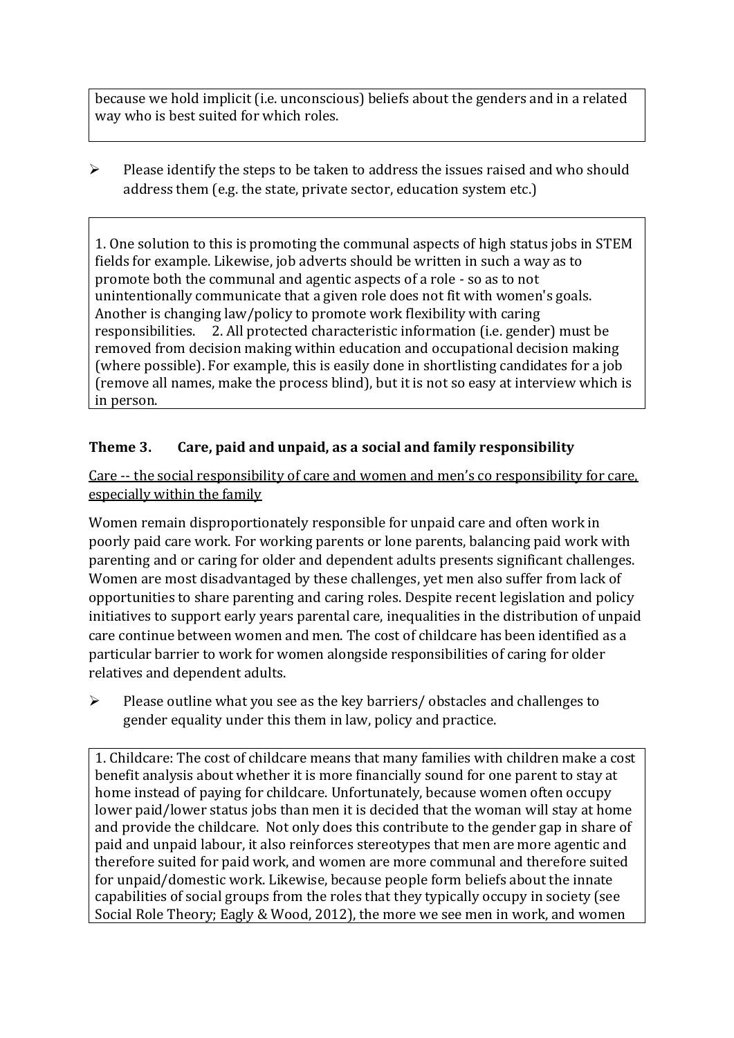because we hold implicit (i.e. unconscious) beliefs about the genders and in a related way who is best suited for which roles.

- Please identify the steps to be taken to address the issues raised and who should address them (e.g. the state, private sector, education system etc.)

1. One solution to this is promoting the communal aspects of high status jobs in STEM fields for example. Likewise, job adverts should be written in such a way as to promote both the communal and agentic aspects of a role - so as to not unintentionally communicate that a given role does not fit with women's goals. Another is changing law/policy to promote work flexibility with caring responsibilities. 2. All protected characteristic information (i.e. gender) must be removed from decision making within education and occupational decision making (where possible). For example, this is easily done in shortlisting candidates for a job (remove all names, make the process blind), but it is not so easy at interview which is in person.

### Theme 3. Care, paid and unpaid, as a social and family responsibility

<u>Care -- the social responsibility of care and women and men's co responsibility for care, especially within the family</u>

Women remain disproportionately responsible for unpaid care and often work in poorly paid care work. For working parents or lone parents, balancing paid work with parenting and or caring for older and dependent adults presents significant challenges. Women are most disadvantaged by these challenges, yet men also suffer from lack of opportunities to share parenting and caring roles. Despite recent legislation and policy initiatives to support early years parental care, inequalities in the distribution of unpaid care continue between women and men. The cost of childcare has been identified as a particular barrier to work for women alongside responsibilities of caring for older relatives and dependent adults.

- Please outline what you see as the key barriers/ obstacles and challenges to gender equality under this them in law, policy and practice.

1. Childcare: The cost of childcare means that many families with children make a cost benefit analysis about whether it is more financially sound for one parent to stay at home instead of paying for childcare. Unfortunately, because women often occupy lower paid/lower status jobs than men it is decided that the woman will stay at home and provide the childcare. Not only does this contribute to the gender gap in share of paid and unpaid labour, it also reinforces stereotypes that men are more agentic and therefore suited for paid work, and women are more communal and therefore suited for unpaid/domestic work. Likewise, because people form beliefs about the innate capabilities of social groups from the roles that they typically occupy in society (see Social Role Theory; Eagly & Wood, 2012), the more we see men in work, and women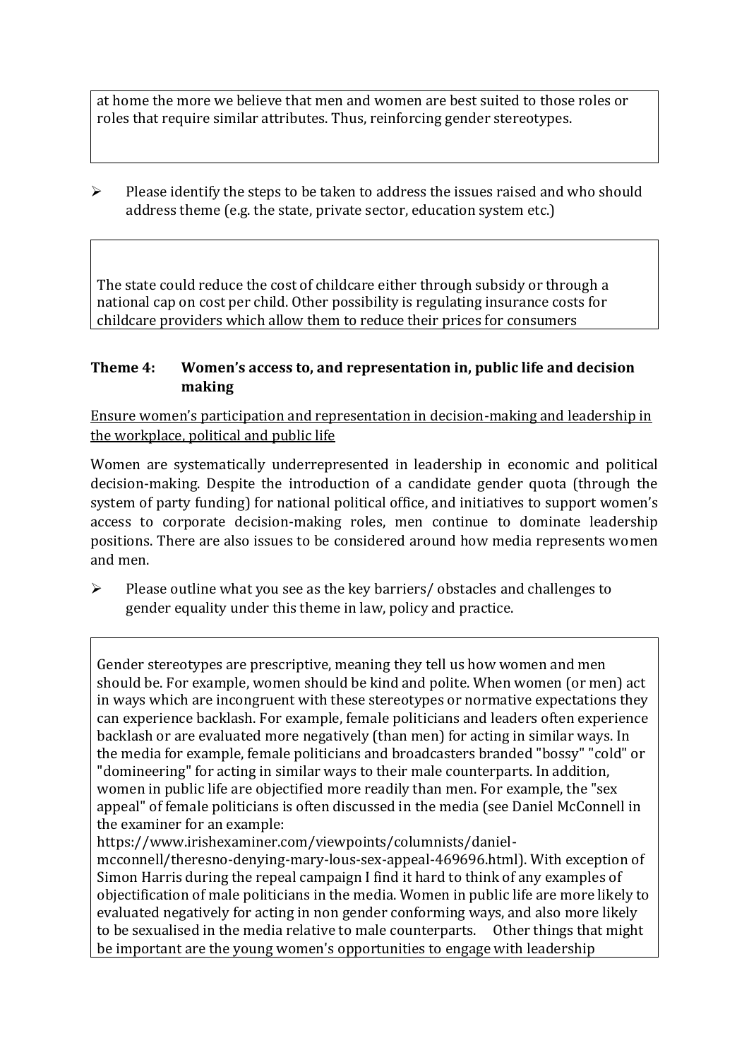at home the more we believe that men and women are best suited to those roles or roles that require similar attributes. Thus, reinforcing gender stereotypes.

- Please identify the steps to be taken to address the issues raised and who should address theme (e.g. the state, private sector, education system etc.)

The state could reduce the cost of childcare either through subsidy or through a national cap on cost per child. Other possibility is regulating insurance costs for childcare providers which allow them to reduce their prices for consumers

### Theme 4: Women's access to, and representation in, public life and decision making

Ensure women's participation and representation in decision-making and leadership in the workplace, political and public life

Women are systematically underrepresented in leadership in economic and political decision-making. Despite the introduction of a candidate gender quota (through the system of party funding) for national political office, and initiatives to support women's access to corporate decision-making roles, men continue to dominate leadership positions. There are also issues to be considered around how media represents women and men.

- Please outline what you see as the key barriers/ obstacles and challenges to gender equality under this theme in law, policy and practice.

Gender stereotypes are prescriptive, meaning they tell us how women and men should be. For example, women should be kind and polite. When women (or men) act in ways which are incongruent with these stereotypes or normative expectations they can experience backlash. For example, female politicians and leaders often experience backlash or are evaluated more negatively (than men) for acting in similar ways. In the media for example, female politicians and broadcasters branded "bossy" "cold" or "domineering" for acting in similar ways to their male counterparts. In addition, women in public life are objectified more readily than men. For example, the "sex appeal" of female politicians is often discussed in the media (see Daniel McConnell in the examiner for an example: https://www.irishexaminer.com/viewpoints/columnists/daniel-mcconnell/theresno-denying-mary-lous-sex-appeal-469696.html). With exception of Simon Harris during the repeal campaign I find it hard to think of any examples of objectification of male politicians in the media. Women in public life are more likely to evaluated negatively for acting in non gender conforming ways, and also more likely to be sexualised in the media relative to male counterparts. Other things that might be important are the young women's opportunities to engage with leadership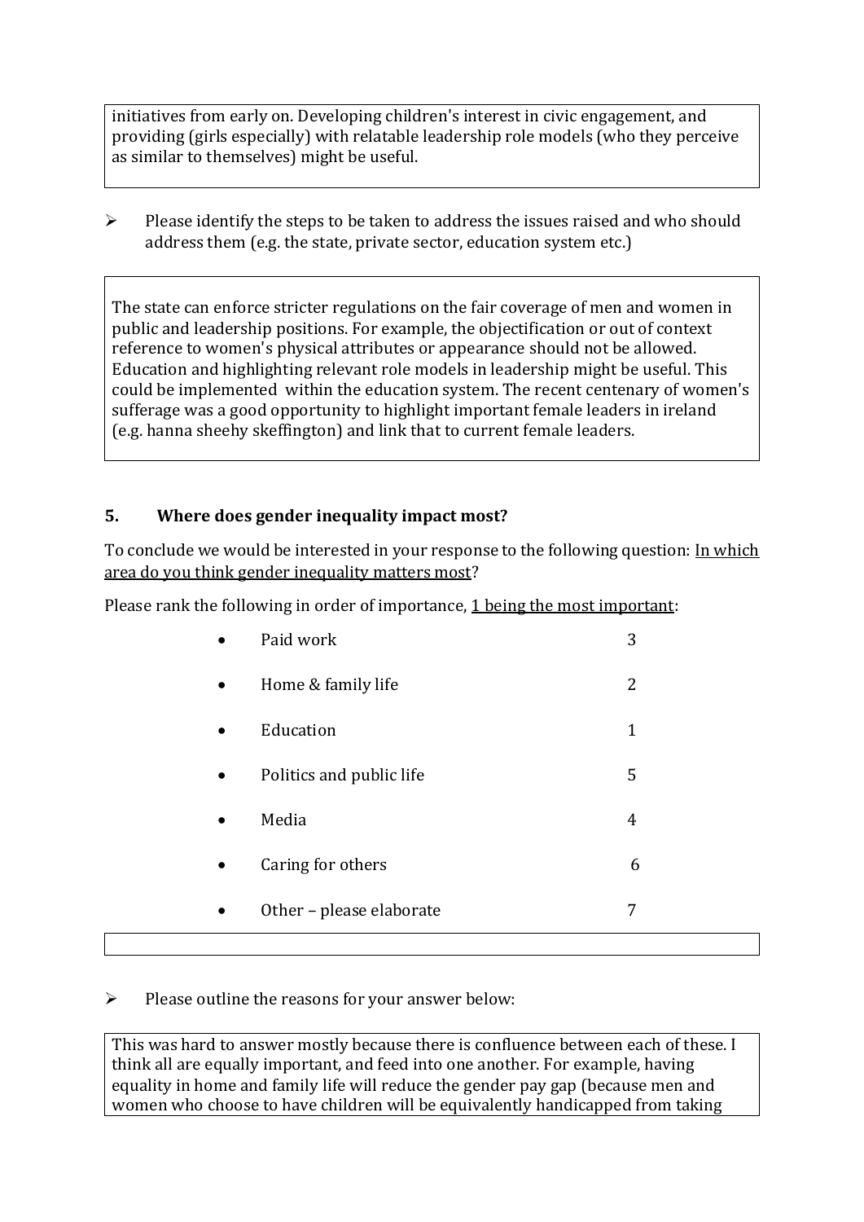initiatives from early on. Developing children's interest in civic engagement, and providing (girls especially) with relatable leadership role models (who they perceive as similar to themselves) might be useful.

➢ Please identify the steps to be taken to address the issues raised and who should address them (e.g. the state, private sector, education system etc.)

The state can enforce stricter regulations on the fair coverage of men and women in public and leadership positions. For example, the objectification or out of context reference to women's physical attributes or appearance should not be allowed. Education and highlighting relevant role models in leadership might be useful. This could be implemented within the education system. The recent centenary of women's suffrage was a good opportunity to highlight important female leaders in ireland (e.g. hanna sheehy skeffington) and link that to current female leaders.

## 5. Where does gender inequality impact most?

To conclude we would be interested in your response to the following question: In which area do you think gender inequality matters most?

Please rank the following in order of importance, 1 being the most important:

- Paid work 3
- Home & family life 2
- Education 1
- Politics and public life 5
- Media 4
- Caring for others 6
- Other – please elaborate 7

➢ Please outline the reasons for your answer below:

This was hard to answer mostly because there is confluence between each of these. I think all are equally important, and feed into one another. For example, having equality in home and family life will reduce the gender pay gap (because men and women who choose to have children will be equivalently handicapped from taking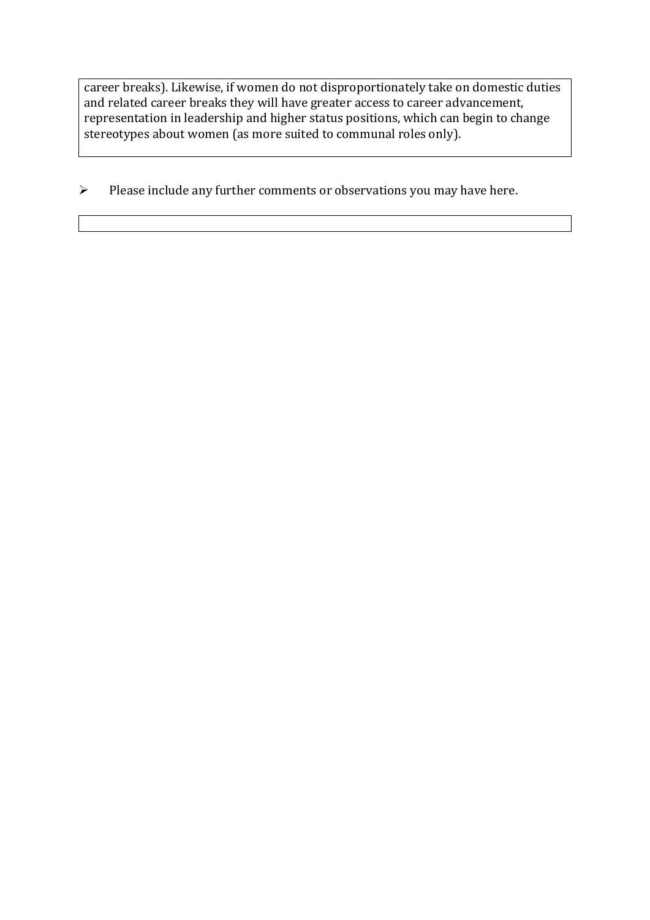career breaks). Likewise, if women do not disproportionately take on domestic duties and related career breaks they will have greater access to career advancement, representation in leadership and higher status positions, which can begin to change stereotypes about women (as more suited to communal roles only).

- Please include any further comments or observations you may have here.